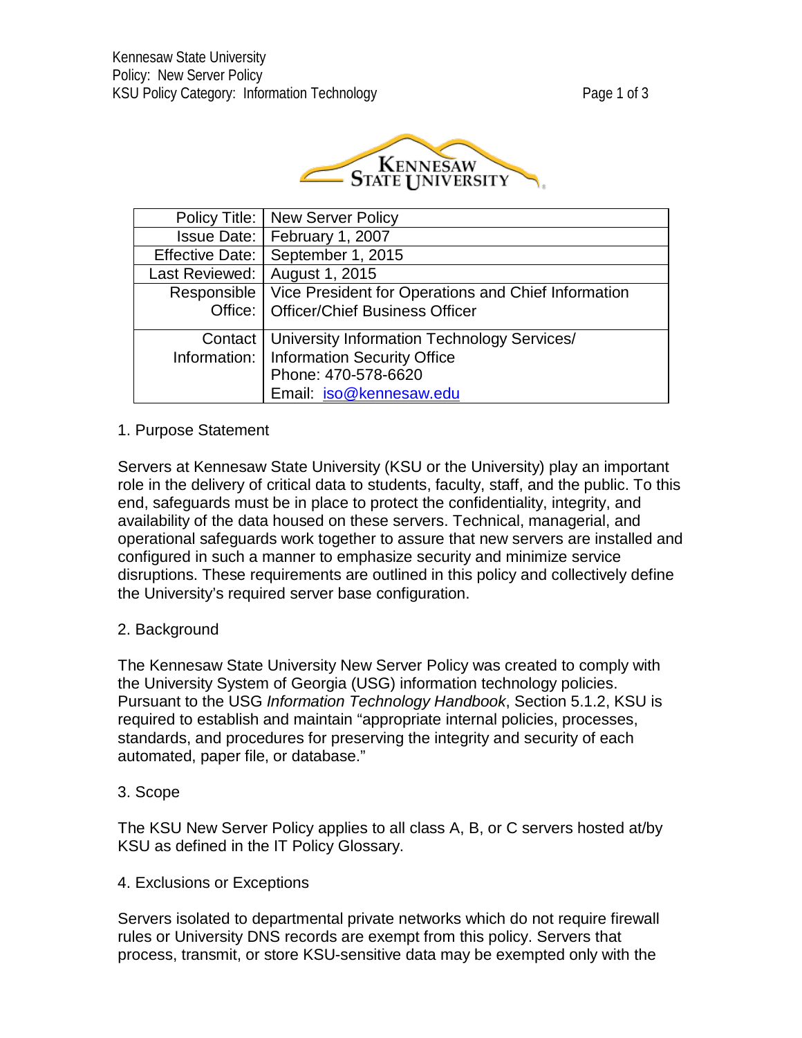| Policy Title: | New Server Policy |
|---|---|
| Issue Date: | February 1, 2007 |
| Effective Date: | September 1, 2015 |
| Last Reviewed: | August 1, 2015 |
| Responsible Office: | Vice President for Operations and Chief Information Officer/Chief Business Officer |
| Contact Information: | University Information Technology Services/ Information Security Office<br>Phone: 470-578-6620<br>Email: iso@kennesaw.edu |

## 1. Purpose Statement

Servers at Kennesaw State University (KSU or the University) play an important role in the delivery of critical data to students, faculty, staff, and the public. To this end, safeguards must be in place to protect the confidentiality, integrity, and availability of the data housed on these servers. Technical, managerial, and operational safeguards work together to assure that new servers are installed and configured in such a manner to emphasize security and minimize service disruptions. These requirements are outlined in this policy and collectively define the University's required server base configuration.

## 2. Background

The Kennesaw State University New Server Policy was created to comply with the University System of Georgia (USG) information technology policies. Pursuant to the USG *Information Technology Handbook*, Section 5.1.2, KSU is required to establish and maintain "appropriate internal policies, processes, standards, and procedures for preserving the integrity and security of each automated, paper file, or database."

## 3. Scope

The KSU New Server Policy applies to all class A, B, or C servers hosted at/by KSU as defined in the IT Policy Glossary.

## 4. Exclusions or Exceptions

Servers isolated to departmental private networks which do not require firewall rules or University DNS records are exempt from this policy. Servers that process, transmit, or store KSU-sensitive data may be exempted only with the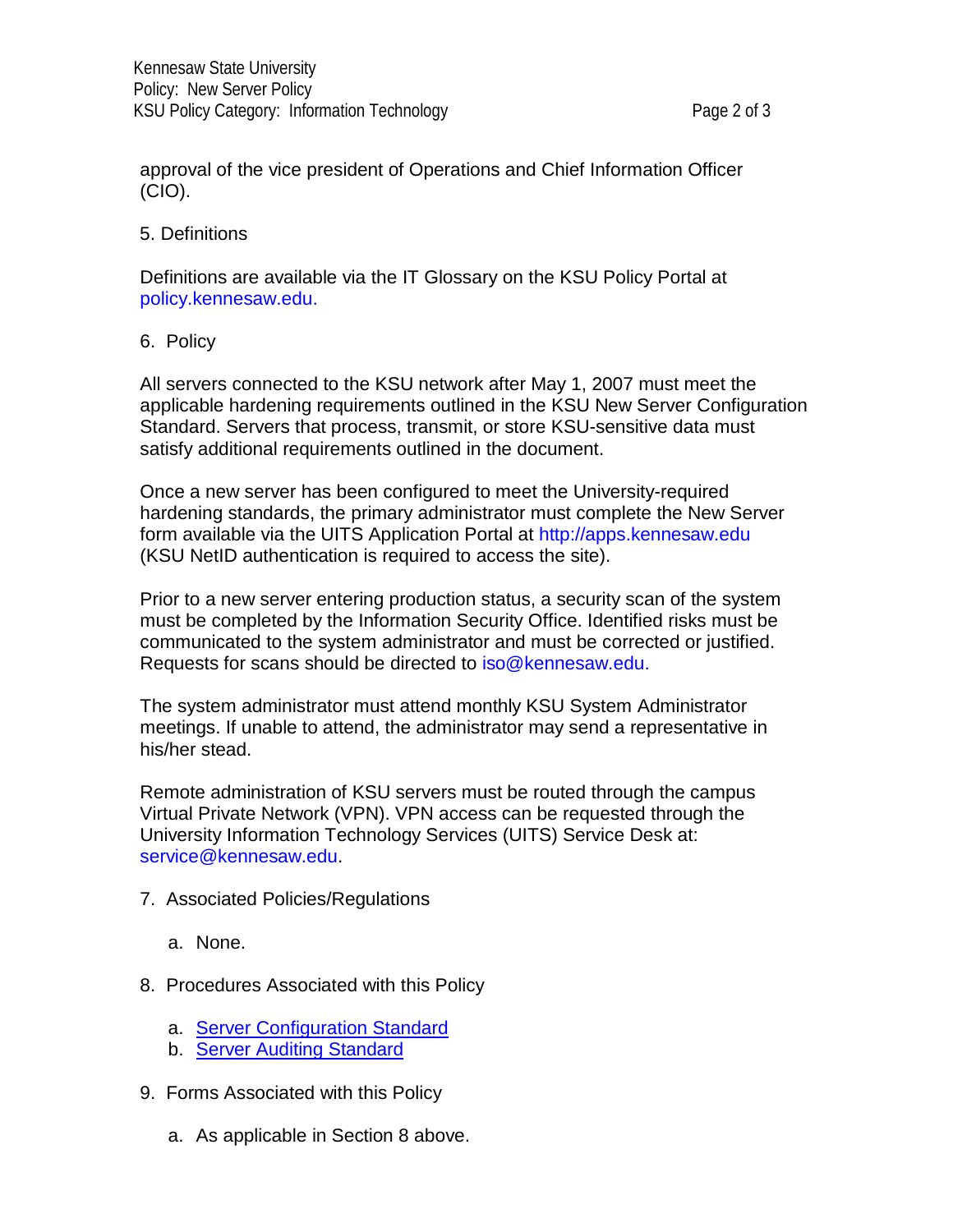approval of the vice president of Operations and Chief Information Officer (CIO).

## 5. Definitions

Definitions are available via the IT Glossary on the KSU Policy Portal at policy.kennesaw.edu.

## 6. Policy

All servers connected to the KSU network after May 1, 2007 must meet the applicable hardening requirements outlined in the KSU New Server Configuration Standard. Servers that process, transmit, or store KSU-sensitive data must satisfy additional requirements outlined in the document.

Once a new server has been configured to meet the University-required hardening standards, the primary administrator must complete the New Server form available via the UITS Application Portal at http://apps.kennesaw.edu (KSU NetID authentication is required to access the site).

Prior to a new server entering production status, a security scan of the system must be completed by the Information Security Office. Identified risks must be communicated to the system administrator and must be corrected or justified. Requests for scans should be directed to iso@kennesaw.edu.

The system administrator must attend monthly KSU System Administrator meetings. If unable to attend, the administrator may send a representative in his/her stead.

Remote administration of KSU servers must be routed through the campus Virtual Private Network (VPN). VPN access can be requested through the University Information Technology Services (UITS) Service Desk at: service@kennesaw.edu.

## 7. Associated Policies/Regulations

a. None.

## 8. Procedures Associated with this Policy

a. Server Configuration Standard
b. Server Auditing Standard

## 9. Forms Associated with this Policy

a. As applicable in Section 8 above.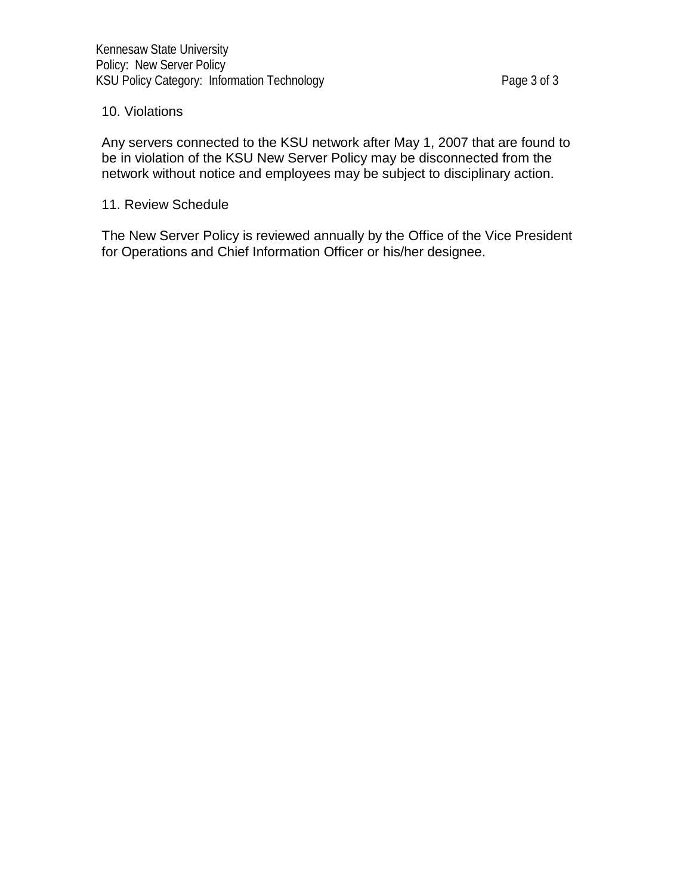## 10. Violations

Any servers connected to the KSU network after May 1, 2007 that are found to be in violation of the KSU New Server Policy may be disconnected from the network without notice and employees may be subject to disciplinary action.

## 11. Review Schedule

The New Server Policy is reviewed annually by the Office of the Vice President for Operations and Chief Information Officer or his/her designee.